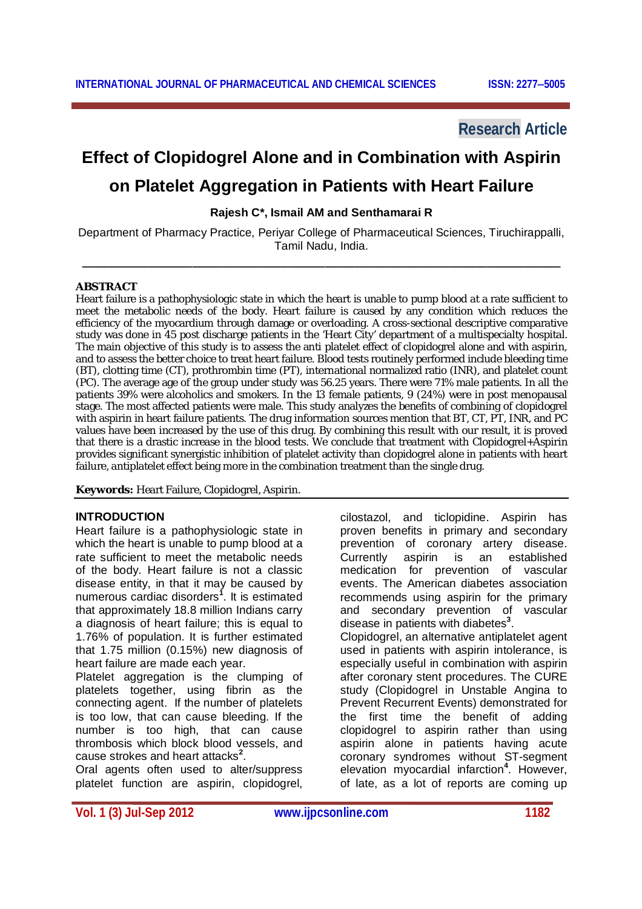**Research Article**

# Effect of Clopidogrel Alone and in Combination with Aspirin on Platelet Aggregation in Patients with Heart Failure

**Rajesh C*, Ismail AM and Senthamarai R**

Department of Pharmacy Practice, Periyar College of Pharmaceutical Sciences, Tiruchirappalli, Tamil Nadu, India.

## ABSTRACT

Heart failure is a pathophysiologic state in which the heart is unable to pump blood at a rate sufficient to meet the metabolic needs of the body. Heart failure is caused by any condition which reduces the efficiency of the myocardium through damage or overloading. A cross-sectional descriptive comparative study was done in 45 post discharge patients in the 'Heart City' department of a multispecialty hospital. The main objective of this study is to assess the anti platelet effect of clopidogrel alone and with aspirin, and to assess the better choice to treat heart failure. Blood tests routinely performed include bleeding time (BT), clotting time (CT), prothrombin time (PT), international normalized ratio (INR), and platelet count (PC). The average age of the group under study was 56.25 years. There were 71% male patients. In all the patients 39% were alcoholics and smokers. In the 13 female patients, 9 (24%) were in post menopausal stage. The most affected patients were male. This study analyzes the benefits of combining of clopidogrel with aspirin in heart failure patients. The drug information sources mention that BT, CT, PT, INR, and PC values have been increased by the use of this drug. By combining this result with our result, it is proved that there is a drastic increase in the blood tests. We conclude that treatment with Clopidogrel+Aspirin provides significant synergistic inhibition of platelet activity than clopidogrel alone in patients with heart failure, antiplatelet effect being more in the combination treatment than the single drug.

**Keywords:** Heart Failure, Clopidogrel, Aspirin.

## INTRODUCTION

Heart failure is a pathophysiologic state in which the heart is unable to pump blood at a rate sufficient to meet the metabolic needs of the body. Heart failure is not a classic disease entity, in that it may be caused by numerous cardiac disorders[1]. It is estimated that approximately 18.8 million Indians carry a diagnosis of heart failure; this is equal to 1.76% of population. It is further estimated that 1.75 million (0.15%) new diagnosis of heart failure are made each year.

Platelet aggregation is the clumping of platelets together, using fibrin as the connecting agent. If the number of platelets is too low, that can cause bleeding. If the number is too high, that can cause thrombosis which block blood vessels, and cause strokes and heart attacks[2].

Oral agents often used to alter/suppress platelet function are aspirin, clopidogrel, cilostazol, and ticlopidine. Aspirin has proven benefits in primary and secondary prevention of coronary artery disease. Currently aspirin is an established medication for prevention of vascular events. The American diabetes association recommends using aspirin for the primary and secondary prevention of vascular disease in patients with diabetes[3].

Clopidogrel, an alternative antiplatelet agent used in patients with aspirin intolerance, is especially useful in combination with aspirin after coronary stent procedures. The CURE study (Clopidogrel in Unstable Angina to Prevent Recurrent Events) demonstrated for the first time the benefit of adding clopidogrel to aspirin rather than using aspirin alone in patients having acute coronary syndromes without ST-segment elevation myocardial infarction[4]. However, of late, as a lot of reports are coming up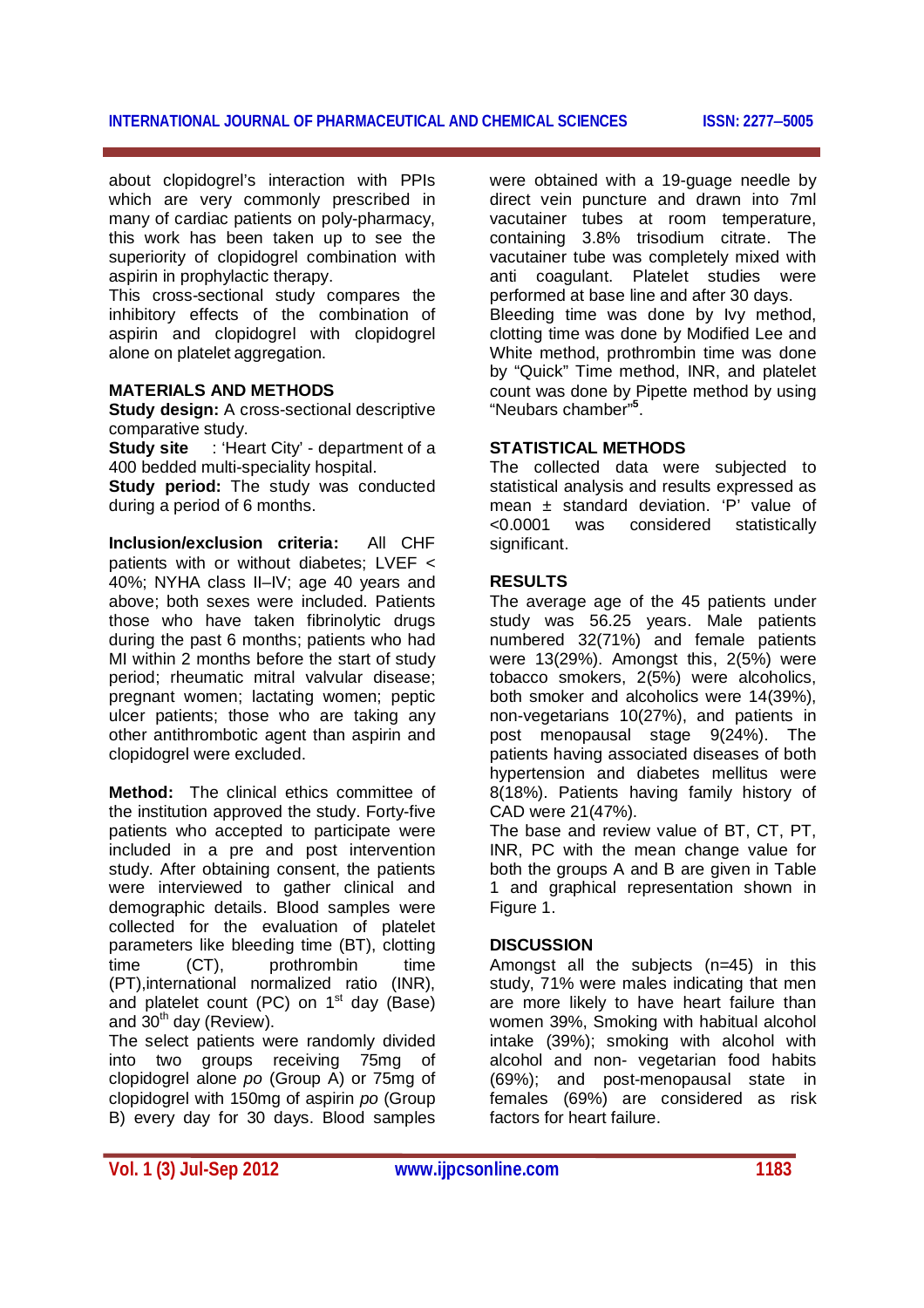about clopidogrel's interaction with PPIs which are very commonly prescribed in many of cardiac patients on poly-pharmacy, this work has been taken up to see the superiority of clopidogrel combination with aspirin in prophylactic therapy.

This cross-sectional study compares the inhibitory effects of the combination of aspirin and clopidogrel with clopidogrel alone on platelet aggregation.

## MATERIALS AND METHODS

**Study design:** A cross-sectional descriptive comparative study.

**Study site** : 'Heart City' - department of a 400 bedded multi-speciality hospital.

**Study period:** The study was conducted during a period of 6 months.

**Inclusion/exclusion criteria:** All CHF patients with or without diabetes; LVEF < 40%; NYHA class II–IV; age 40 years and above; both sexes were included. Patients those who have taken fibrinolytic drugs during the past 6 months; patients who had MI within 2 months before the start of study period; rheumatic mitral valvular disease; pregnant women; lactating women; peptic ulcer patients; those who are taking any other antithrombotic agent than aspirin and clopidogrel were excluded.

**Method:** The clinical ethics committee of the institution approved the study. Forty-five patients who accepted to participate were included in a pre and post intervention study. After obtaining consent, the patients were interviewed to gather clinical and demographic details. Blood samples were collected for the evaluation of platelet parameters like bleeding time (BT), clotting time (CT), prothrombin time (PT), international normalized ratio (INR), and platelet count (PC) on 1st day (Base) and 30th day (Review).

The select patients were randomly divided into two groups receiving 75mg of clopidogrel alone *po* (Group A) or 75mg of clopidogrel with 150mg of aspirin *po* (Group B) every day for 30 days. Blood samples were obtained with a 19-guage needle by direct vein puncture and drawn into 7ml vacutainer tubes at room temperature, containing 3.8% trisodium citrate. The vacutainer tube was completely mixed with anti coagulant. Platelet studies were performed at base line and after 30 days.

Bleeding time was done by Ivy method, clotting time was done by Modified Lee and White method, prothrombin time was done by "Quick" Time method, INR, and platelet count was done by Pipette method by using "Neubars chamber"[5].

## STATISTICAL METHODS

The collected data were subjected to statistical analysis and results expressed as mean ± standard deviation. 'P' value of <0.0001 was considered statistically significant.

## RESULTS

The average age of the 45 patients under study was 56.25 years. Male patients numbered 32(71%) and female patients were 13(29%). Amongst this, 2(5%) were tobacco smokers, 2(5%) were alcoholics, both smoker and alcoholics were 14(39%), non-vegetarians 10(27%), and patients in post menopausal stage 9(24%). The patients having associated diseases of both hypertension and diabetes mellitus were 8(18%). Patients having family history of CAD were 21(47%).

The base and review value of BT, CT, PT, INR, PC with the mean change value for both the groups A and B are given in Table 1 and graphical representation shown in Figure 1.

## DISCUSSION

Amongst all the subjects (n=45) in this study, 71% were males indicating that men are more likely to have heart failure than women 39%, Smoking with habitual alcohol intake (39%); smoking with alcohol with alcohol and non- vegetarian food habits (69%); and post-menopausal state in females (69%) are considered as risk factors for heart failure.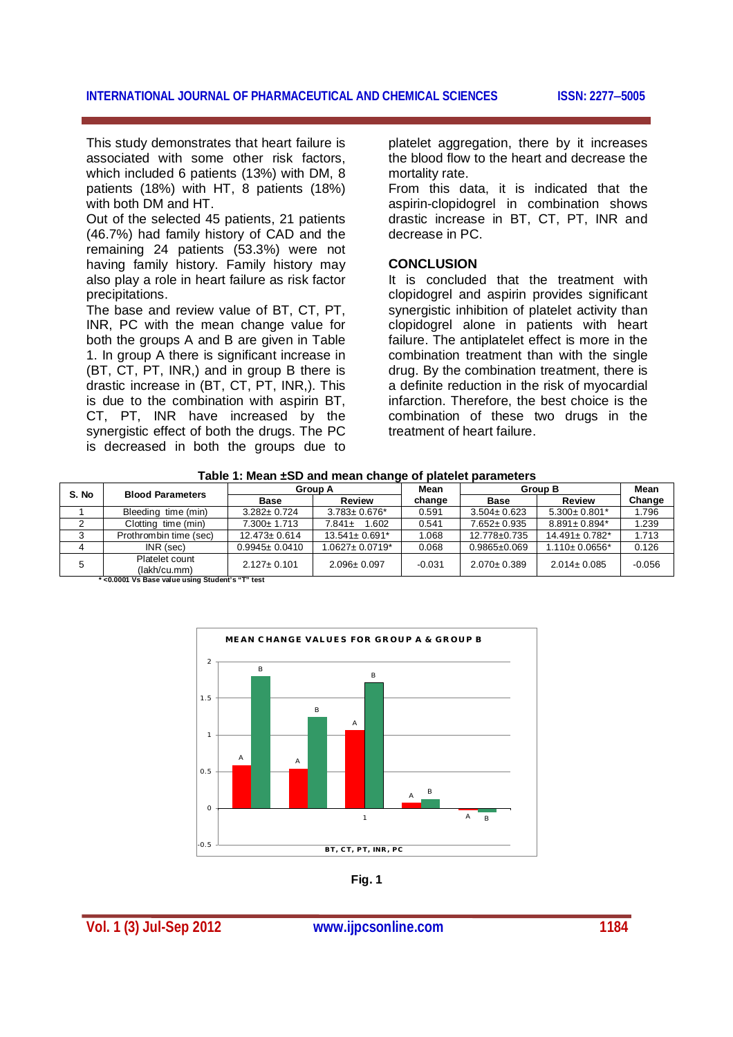This study demonstrates that heart failure is associated with some other risk factors, which included 6 patients (13%) with DM, 8 patients (18%) with HT, 8 patients (18%) with both DM and HT.

Out of the selected 45 patients, 21 patients (46.7%) had family history of CAD and the remaining 24 patients (53.3%) were not having family history. Family history may also play a role in heart failure as risk factor precipitations.

The base and review value of BT, CT, PT, INR, PC with the mean change value for both the groups A and B are given in Table 1. In group A there is significant increase in (BT, CT, PT, INR,) and in group B there is drastic increase in (BT, CT, PT, INR,). This is due to the combination with aspirin BT, CT, PT, INR have increased by the synergistic effect of both the drugs. The PC is decreased in both the groups due to platelet aggregation, there by it increases the blood flow to the heart and decrease the mortality rate.

From this data, it is indicated that the aspirin-clopidogrel in combination shows drastic increase in BT, CT, PT, INR and decrease in PC.

## CONCLUSION

It is concluded that the treatment with clopidogrel and aspirin provides significant synergistic inhibition of platelet activity than clopidogrel alone in patients with heart failure. The antiplatelet effect is more in the combination treatment than with the single drug. By the combination treatment, there is a definite reduction in the risk of myocardial infarction. Therefore, the best choice is the combination of these two drugs in the treatment of heart failure.

**Table 1: Mean ±SD and mean change of platelet parameters**

| S. No | Blood Parameters | Group A | | Mean change | Group B | | Mean Change |
|---|---|---|---|---|---|---|---|
| | | Base | Review | | Base | Review | |
| 1 | Bleeding time (min) | 3.282± 0.724 | 3.783± 0.676* | 0.591 | 3.504± 0.623 | 5.300± 0.801* | 1.796 |
| 2 | Clotting time (min) | 7.300± 1.713 | 7.841± 1.602 | 0.541 | 7.652± 0.935 | 8.891± 0.894* | 1.239 |
| 3 | Prothrombin time (sec) | 12.473± 0.614 | 13.541± 0.691* | 1.068 | 12.778±0.735 | 14.491± 0.782* | 1.713 |
| 4 | INR (sec) | 0.9945± 0.0410 | 1.0627± 0.0719* | 0.068 | 0.9865±0.069 | 1.110± 0.0656* | 0.126 |
| 5 | Platelet count (lakh/cu.mm) | 2.127± 0.101 | 2.096± 0.097 | -0.031 | 2.070± 0.389 | 2.014± 0.085 | -0.056 |

* <0.0001 Vs Base value using Student's "T" test

**Fig. 1**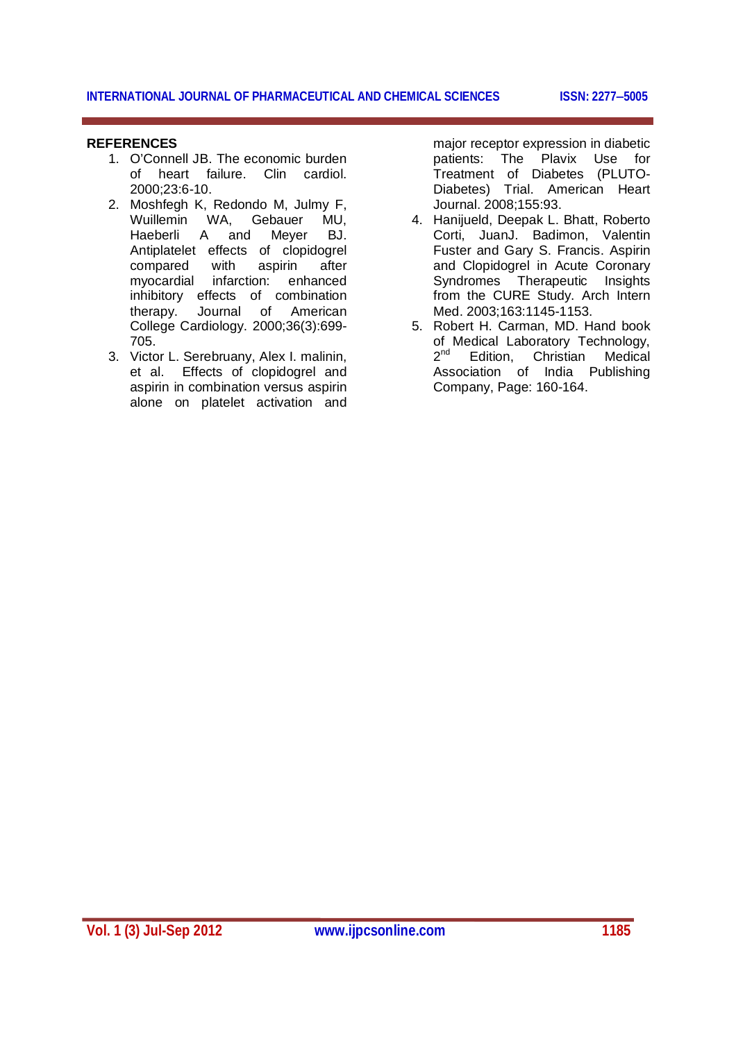## REFERENCES

1. O'Connell JB. The economic burden of heart failure. Clin cardiol. 2000;23:6-10.
2. Moshfegh K, Redondo M, Julmy F, Wuillemin WA, Gebauer MU, Haeberli A and Meyer BJ. Antiplatelet effects of clopidogrel compared with aspirin after myocardial infarction: enhanced inhibitory effects of combination therapy. Journal of American College Cardiology. 2000;36(3):699-705.
3. Victor L. Serebruany, Alex I. malinin, et al. Effects of clopidogrel and aspirin in combination versus aspirin alone on platelet activation and major receptor expression in diabetic patients: The Plavix Use for Treatment of Diabetes (PLUTO-Diabetes) Trial. American Heart Journal. 2008;155:93.
4. Hanijueld, Deepak L. Bhatt, Roberto Corti, JuanJ. Badimon, Valentin Fuster and Gary S. Francis. Aspirin and Clopidogrel in Acute Coronary Syndromes Therapeutic Insights from the CURE Study. Arch Intern Med. 2003;163:1145-1153.
5. Robert H. Carman, MD. Hand book of Medical Laboratory Technology, 2$^{nd}$ Edition, Christian Medical Association of India Publishing Company, Page: 160-164.